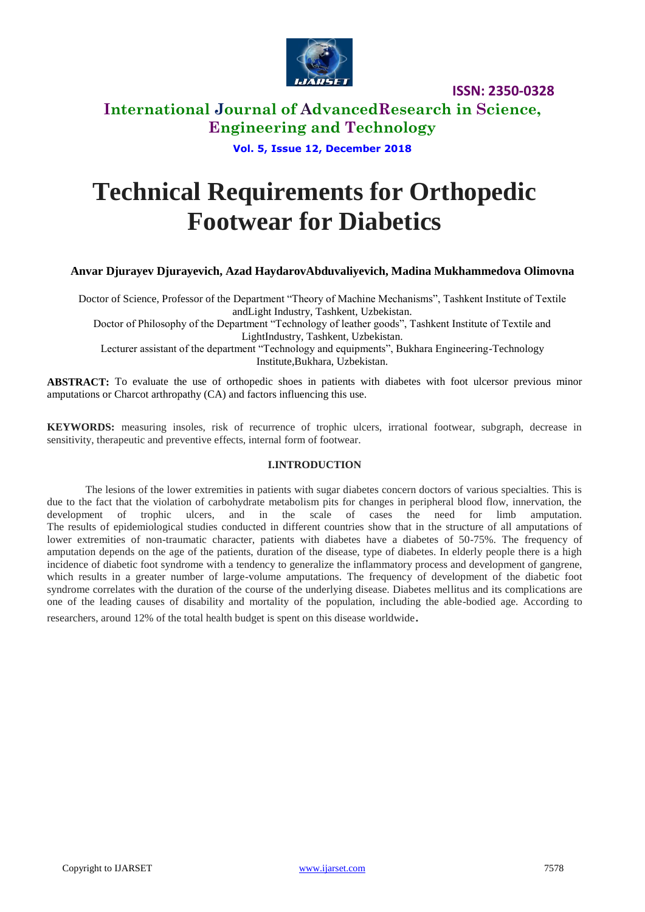# Technical Requirements for Orthopedic Footwear for Diabetics

**Anvar Djurayev Djurayevich, Azad HaydarovAbduvaliyevich, Madina Mukhammedova Olimovna**

Doctor of Science, Professor of the Department "Theory of Machine Mechanisms", Tashkent Institute of Textile andLight Industry, Tashkent, Uzbekistan.

Doctor of Philosophy of the Department "Technology of leather goods", Tashkent Institute of Textile and LightIndustry, Tashkent, Uzbekistan.

Lecturer assistant of the department "Technology and equipments", Bukhara Engineering-Technology Institute,Bukhara, Uzbekistan.

**ABSTRACT:** To evaluate the use of orthopedic shoes in patients with diabetes with foot ulcersor previous minor amputations or Charcot arthropathy (CA) and factors influencing this use.

**KEYWORDS:** measuring insoles, risk of recurrence of trophic ulcers, irrational footwear, subgraph, decrease in sensitivity, therapeutic and preventive effects, internal form of footwear.

## I.INTRODUCTION

The lesions of the lower extremities in patients with sugar diabetes concern doctors of various specialties. This is due to the fact that the violation of carbohydrate metabolism pits for changes in peripheral blood flow, innervation, the development of trophic ulcers, and in the scale of cases the need for limb amputation. The results of epidemiological studies conducted in different countries show that in the structure of all amputations of lower extremities of non-traumatic character, patients with diabetes have a diabetes of 50-75%. The frequency of amputation depends on the age of the patients, duration of the disease, type of diabetes. In elderly people there is a high incidence of diabetic foot syndrome with a tendency to generalize the inflammatory process and development of gangrene, which results in a greater number of large-volume amputations. The frequency of development of the diabetic foot syndrome correlates with the duration of the course of the underlying disease. Diabetes mellitus and its complications are one of the leading causes of disability and mortality of the population, including the able-bodied age. According to researchers, around 12% of the total health budget is spent on this disease worldwide.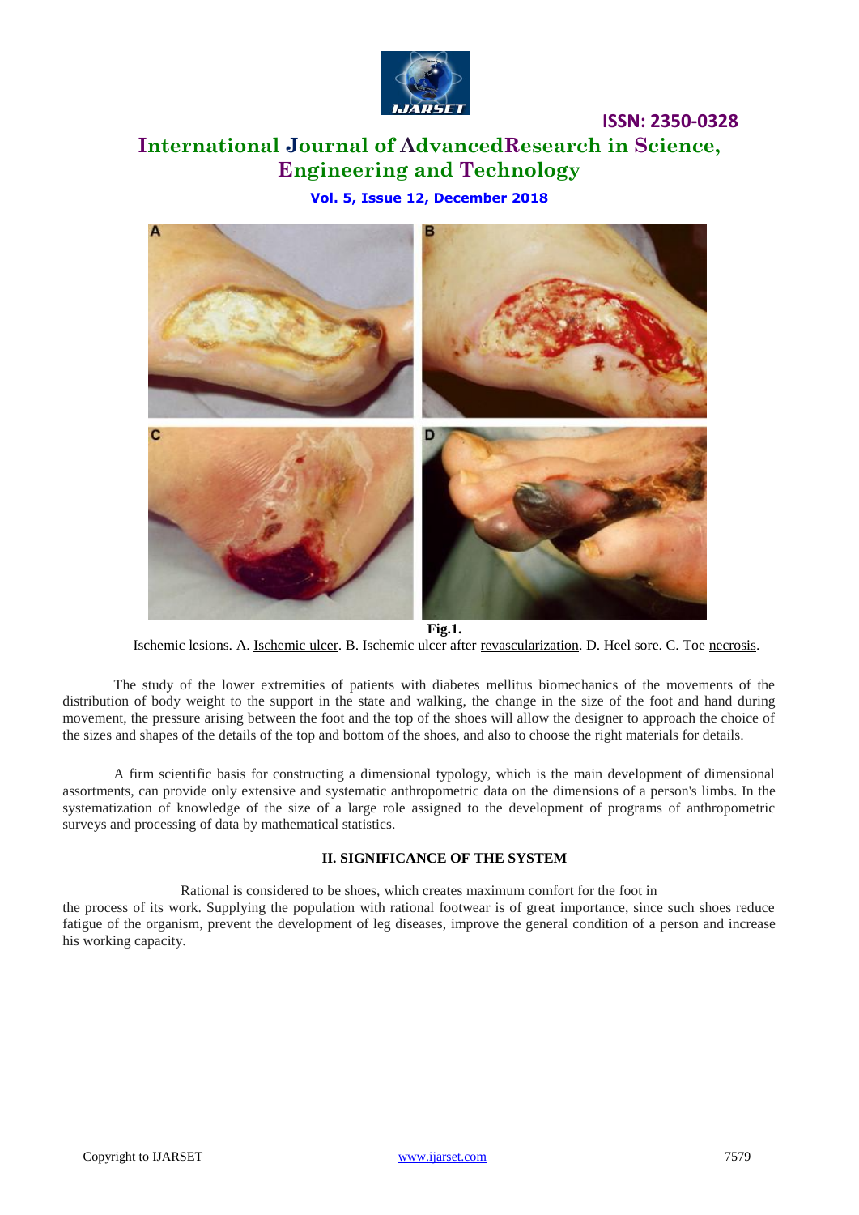**Fig.1.**

Ischemic lesions. A. Ischemic ulcer. B. Ischemic ulcer after revascularization. D. Heel sore. C. Toe necrosis.

The study of the lower extremities of patients with diabetes mellitus biomechanics of the movements of the distribution of body weight to the support in the state and walking, the change in the size of the foot and hand during movement, the pressure arising between the foot and the top of the shoes will allow the designer to approach the choice of the sizes and shapes of the details of the top and bottom of the shoes, and also to choose the right materials for details.

A firm scientific basis for constructing a dimensional typology, which is the main development of dimensional assortments, can provide only extensive and systematic anthropometric data on the dimensions of a person's limbs. In the systematization of knowledge of the size of a large role assigned to the development of programs of anthropometric surveys and processing of data by mathematical statistics.

## II. SIGNIFICANCE OF THE SYSTEM

Rational is considered to be shoes, which creates maximum comfort for the foot in the process of its work. Supplying the population with rational footwear is of great importance, since such shoes reduce fatigue of the organism, prevent the development of leg diseases, improve the general condition of a person and increase his working capacity.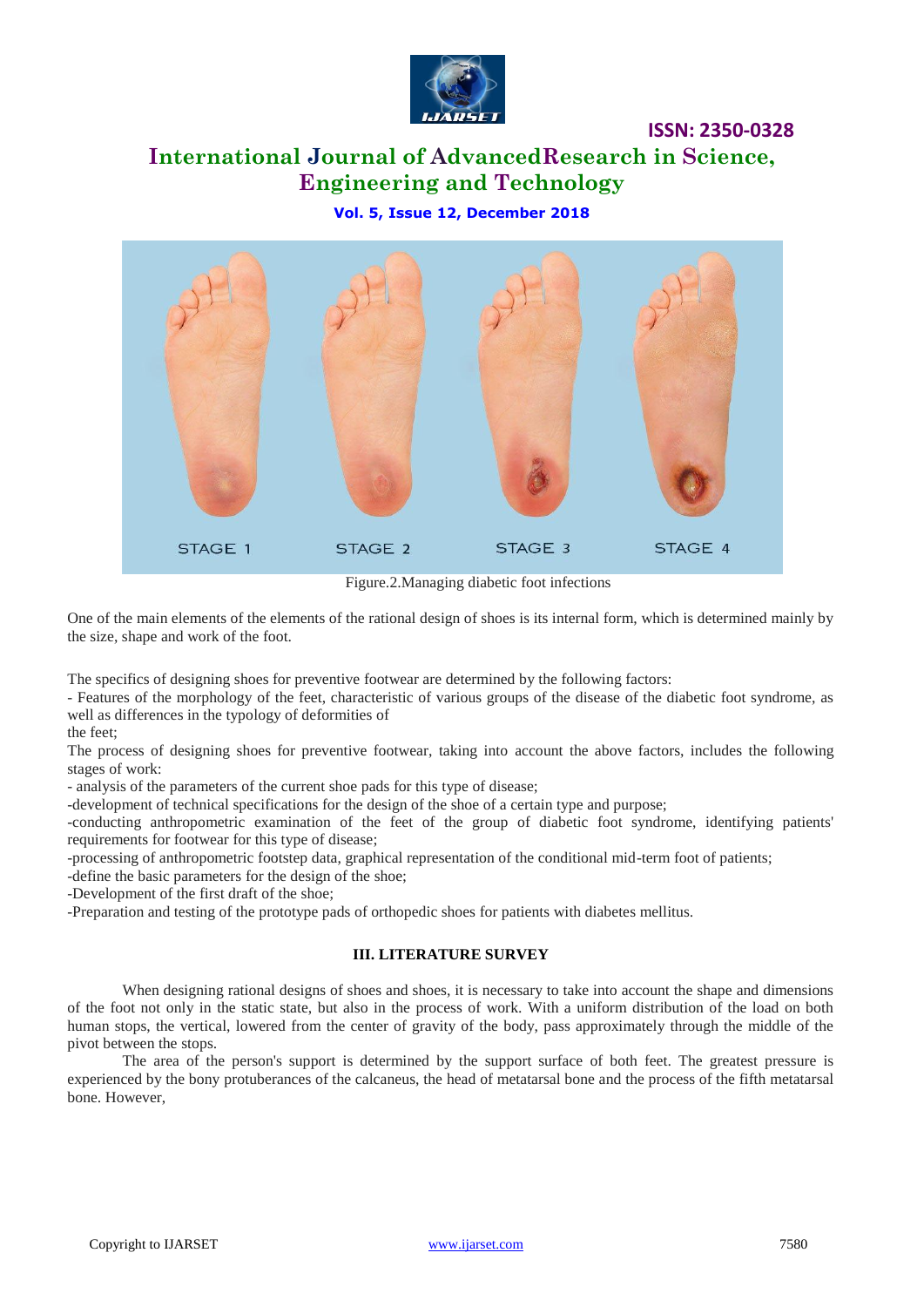STAGE 1 STAGE 2 STAGE 3 STAGE 4

Figure.2.Managing diabetic foot infections

One of the main elements of the elements of the rational design of shoes is its internal form, which is determined mainly by the size, shape and work of the foot.

The specifics of designing shoes for preventive footwear are determined by the following factors:
- Features of the morphology of the feet, characteristic of various groups of the disease of the diabetic foot syndrome, as well as differences in the typology of deformities of
the feet;

The process of designing shoes for preventive footwear, taking into account the above factors, includes the following stages of work:
- analysis of the parameters of the current shoe pads for this type of disease;
-development of technical specifications for the design of the shoe of a certain type and purpose;
-conducting anthropometric examination of the feet of the group of diabetic foot syndrome, identifying patients' requirements for footwear for this type of disease;
-processing of anthropometric footstep data, graphical representation of the conditional mid-term foot of patients;
-define the basic parameters for the design of the shoe;
-Development of the first draft of the shoe;
-Preparation and testing of the prototype pads of orthopedic shoes for patients with diabetes mellitus.

## III. LITERATURE SURVEY

When designing rational designs of shoes and shoes, it is necessary to take into account the shape and dimensions of the foot not only in the static state, but also in the process of work. With a uniform distribution of the load on both human stops, the vertical, lowered from the center of gravity of the body, pass approximately through the middle of the pivot between the stops.

The area of the person's support is determined by the support surface of both feet. The greatest pressure is experienced by the bony protuberances of the calcaneus, the head of metatarsal bone and the process of the fifth metatarsal bone. However,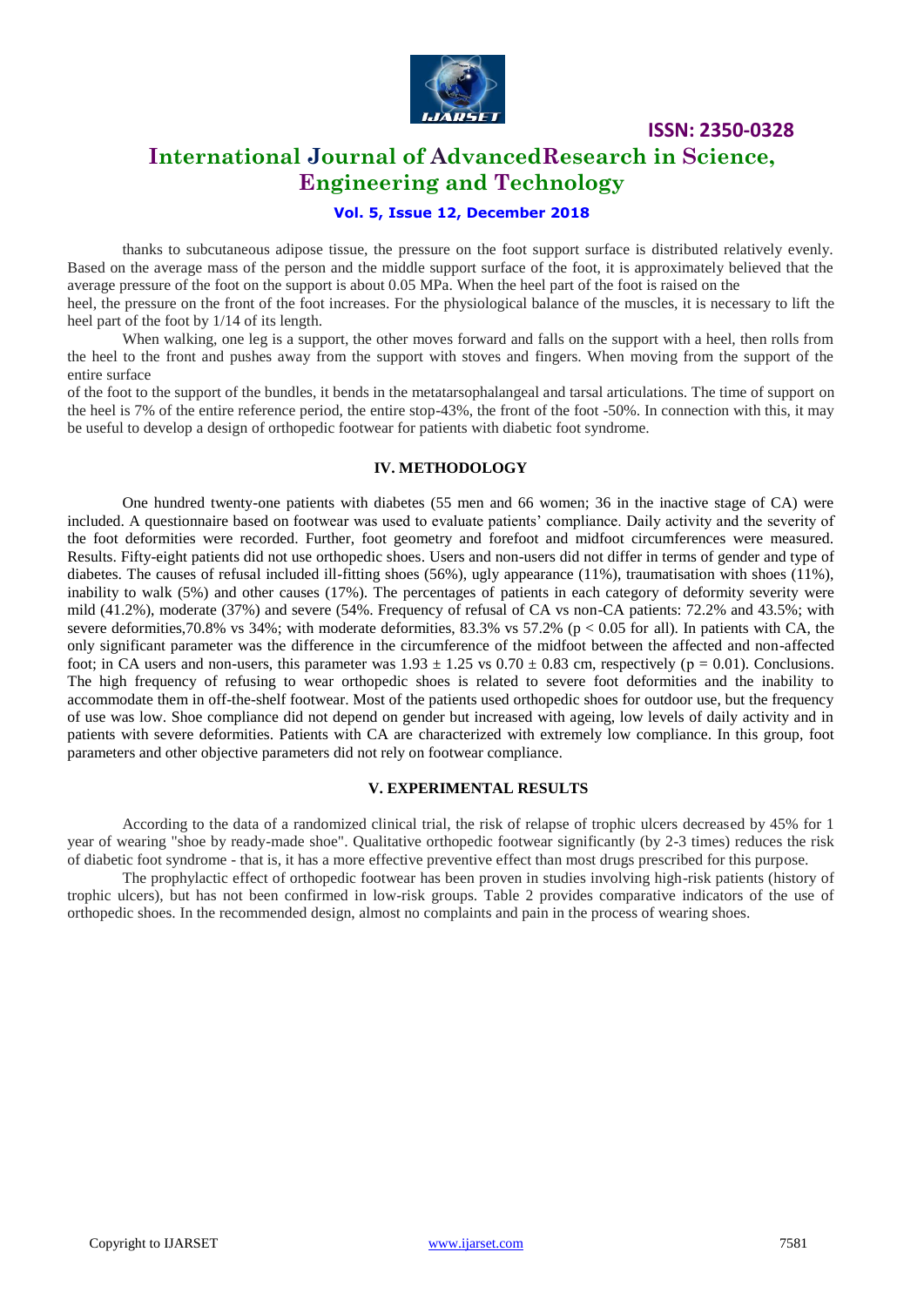thanks to subcutaneous adipose tissue, the pressure on the foot support surface is distributed relatively evenly. Based on the average mass of the person and the middle support surface of the foot, it is approximately believed that the average pressure of the foot on the support is about 0.05 MPa. When the heel part of the foot is raised on the heel, the pressure on the front of the foot increases. For the physiological balance of the muscles, it is necessary to lift the heel part of the foot by 1/14 of its length.

When walking, one leg is a support, the other moves forward and falls on the support with a heel, then rolls from the heel to the front and pushes away from the support with stoves and fingers. When moving from the support of the entire surface of the foot to the support of the bundles, it bends in the metatarsophalangeal and tarsal articulations. The time of support on the heel is 7% of the entire reference period, the entire stop-43%, the front of the foot -50%. In connection with this, it may be useful to develop a design of orthopedic footwear for patients with diabetic foot syndrome.

## IV. METHODOLOGY

One hundred twenty-one patients with diabetes (55 men and 66 women; 36 in the inactive stage of CA) were included. A questionnaire based on footwear was used to evaluate patients' compliance. Daily activity and the severity of the foot deformities were recorded. Further, foot geometry and forefoot and midfoot circumferences were measured. Results. Fifty-eight patients did not use orthopedic shoes. Users and non-users did not differ in terms of gender and type of diabetes. The causes of refusal included ill-fitting shoes (56%), ugly appearance (11%), traumatisation with shoes (11%), inability to walk (5%) and other causes (17%). The percentages of patients in each category of deformity severity were mild (41.2%), moderate (37%) and severe (54%. Frequency of refusal of CA vs non-CA patients: 72.2% and 43.5%; with severe deformities,70.8% vs 34%; with moderate deformities, 83.3% vs 57.2% ($p < 0.05$ for all). In patients with CA, the only significant parameter was the difference in the circumference of the midfoot between the affected and non-affected foot; in CA users and non-users, this parameter was $1.93 \pm 1.25$ vs $0.70 \pm 0.83$ cm, respectively ($p = 0.01$). Conclusions. The high frequency of refusing to wear orthopedic shoes is related to severe foot deformities and the inability to accommodate them in off-the-shelf footwear. Most of the patients used orthopedic shoes for outdoor use, but the frequency of use was low. Shoe compliance did not depend on gender but increased with ageing, low levels of daily activity and in patients with severe deformities. Patients with CA are characterized with extremely low compliance. In this group, foot parameters and other objective parameters did not rely on footwear compliance.

## V. EXPERIMENTAL RESULTS

According to the data of a randomized clinical trial, the risk of relapse of trophic ulcers decreased by 45% for 1 year of wearing "shoe by ready-made shoe". Qualitative orthopedic footwear significantly (by 2-3 times) reduces the risk of diabetic foot syndrome - that is, it has a more effective preventive effect than most drugs prescribed for this purpose.

The prophylactic effect of orthopedic footwear has been proven in studies involving high-risk patients (history of trophic ulcers), but has not been confirmed in low-risk groups. Table 2 provides comparative indicators of the use of orthopedic shoes. In the recommended design, almost no complaints and pain in the process of wearing shoes.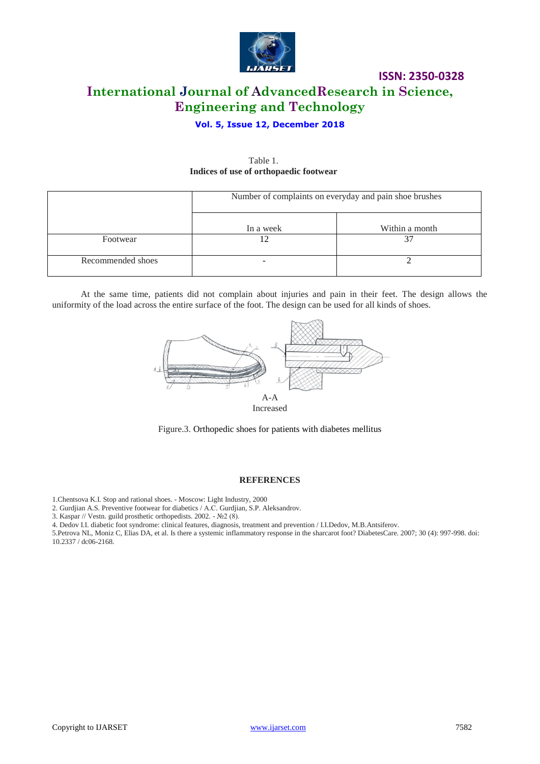Table 1.
**Indices of use of orthopaedic footwear**

| | Number of complaints on everyday and pain shoe brushes | |
|---|---|---|
| | In a week | Within a month |
| Footwear | 12 | 37 |
| Recommended shoes | - | 2 |

At the same time, patients did not complain about injuries and pain in their feet. The design allows the uniformity of the load across the entire surface of the foot. The design can be used for all kinds of shoes.

A-A
Increased

Figure.3. Orthopedic shoes for patients with diabetes mellitus

## REFERENCES

1.Chentsova K.I. Stop and rational shoes. - Moscow: Light Industry, 2000
2. Gurdjian A.S. Preventive footwear for diabetics / A.C. Gurdjian, S.P. Aleksandrov.
3. Kaspar // Vestn. guild prosthetic orthopedists. 2002. - №2 (8).
4. Dedov I.I. diabetic foot syndrome: clinical features, diagnosis, treatment and prevention / I.I.Dedov, M.B.Antsiferov.
5.Petrova NL, Moniz C, Elias DA, et al. Is there a systemic inflammatory response in the sharcarot foot? DiabetesCare. 2007; 30 (4): 997-998. doi: 10.2337 / dc06-2168.